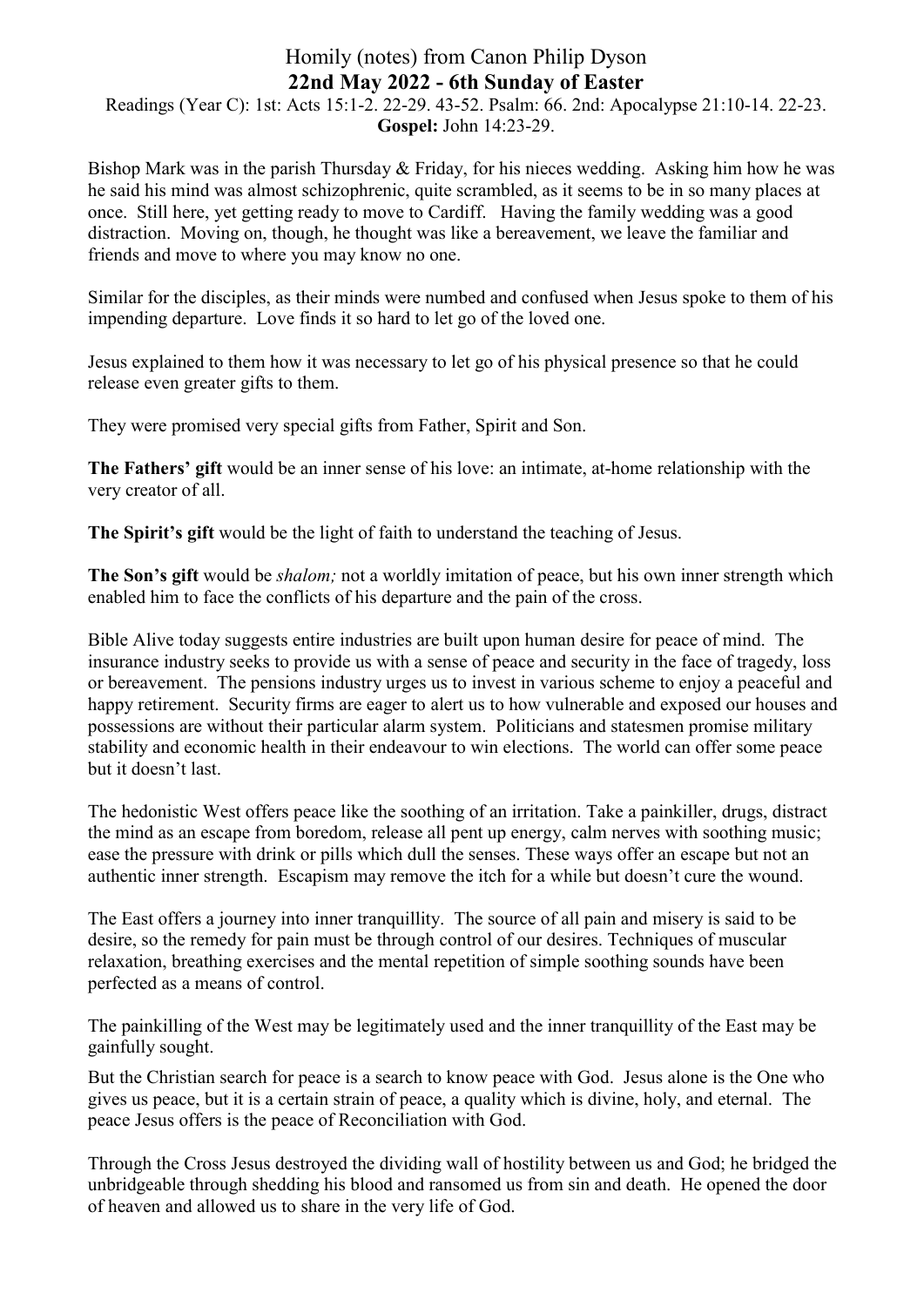# Homily (notes) from Canon Philip Dyson

## 22nd May 2022 - 6th Sunday of Easter

Readings (Year C): 1st: Acts 15:1-2. 22-29. 43-52. Psalm: 66. 2nd: Apocalypse 21:10-14. 22-23.
**Gospel:** John 14:23-29.

Bishop Mark was in the parish Thursday & Friday, for his nieces wedding. Asking him how he was he said his mind was almost schizophrenic, quite scrambled, as it seems to be in so many places at once. Still here, yet getting ready to move to Cardiff. Having the family wedding was a good distraction. Moving on, though, he thought was like a bereavement, we leave the familiar and friends and move to where you may know no one.

Similar for the disciples, as their minds were numbed and confused when Jesus spoke to them of his impending departure. Love finds it so hard to let go of the loved one.

Jesus explained to them how it was necessary to let go of his physical presence so that he could release even greater gifts to them.

They were promised very special gifts from Father, Spirit and Son.

**The Fathers' gift** would be an inner sense of his love: an intimate, at-home relationship with the very creator of all.

**The Spirit's gift** would be the light of faith to understand the teaching of Jesus.

**The Son's gift** would be *shalom;* not a worldly imitation of peace, but his own inner strength which enabled him to face the conflicts of his departure and the pain of the cross.

Bible Alive today suggests entire industries are built upon human desire for peace of mind. The insurance industry seeks to provide us with a sense of peace and security in the face of tragedy, loss or bereavement. The pensions industry urges us to invest in various scheme to enjoy a peaceful and happy retirement. Security firms are eager to alert us to how vulnerable and exposed our houses and possessions are without their particular alarm system. Politicians and statesmen promise military stability and economic health in their endeavour to win elections. The world can offer some peace but it doesn't last.

The hedonistic West offers peace like the soothing of an irritation. Take a painkiller, drugs, distract the mind as an escape from boredom, release all pent up energy, calm nerves with soothing music; ease the pressure with drink or pills which dull the senses. These ways offer an escape but not an authentic inner strength. Escapism may remove the itch for a while but doesn't cure the wound.

The East offers a journey into inner tranquillity. The source of all pain and misery is said to be desire, so the remedy for pain must be through control of our desires. Techniques of muscular relaxation, breathing exercises and the mental repetition of simple soothing sounds have been perfected as a means of control.

The painkilling of the West may be legitimately used and the inner tranquillity of the East may be gainfully sought.

But the Christian search for peace is a search to know peace with God. Jesus alone is the One who gives us peace, but it is a certain strain of peace, a quality which is divine, holy, and eternal. The peace Jesus offers is the peace of Reconciliation with God.

Through the Cross Jesus destroyed the dividing wall of hostility between us and God; he bridged the unbridgeable through shedding his blood and ransomed us from sin and death. He opened the door of heaven and allowed us to share in the very life of God.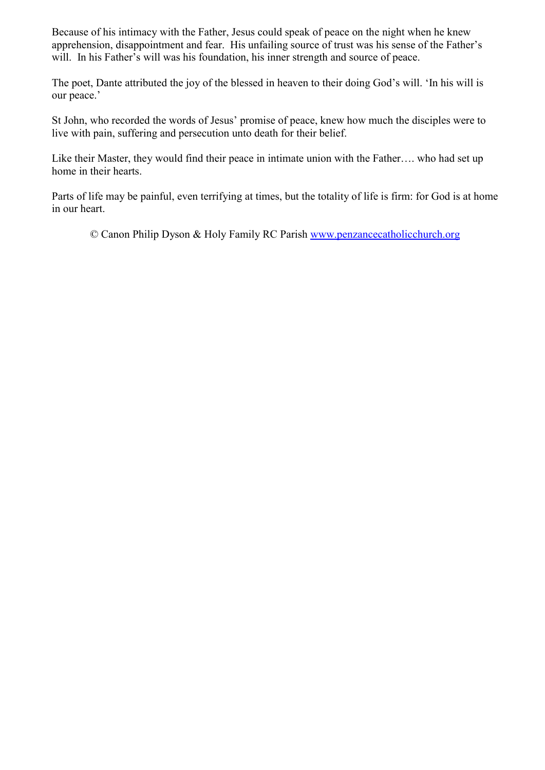Because of his intimacy with the Father, Jesus could speak of peace on the night when he knew apprehension, disappointment and fear. His unfailing source of trust was his sense of the Father's will. In his Father's will was his foundation, his inner strength and source of peace.

The poet, Dante attributed the joy of the blessed in heaven to their doing God's will. 'In his will is our peace.'

St John, who recorded the words of Jesus' promise of peace, knew how much the disciples were to live with pain, suffering and persecution unto death for their belief.

Like their Master, they would find their peace in intimate union with the Father…. who had set up home in their hearts.

Parts of life may be painful, even terrifying at times, but the totality of life is firm: for God is at home in our heart.

© Canon Philip Dyson & Holy Family RC Parish [www.penzancecatholicchurch.org](http://www.penzancecatholicchurch.org)